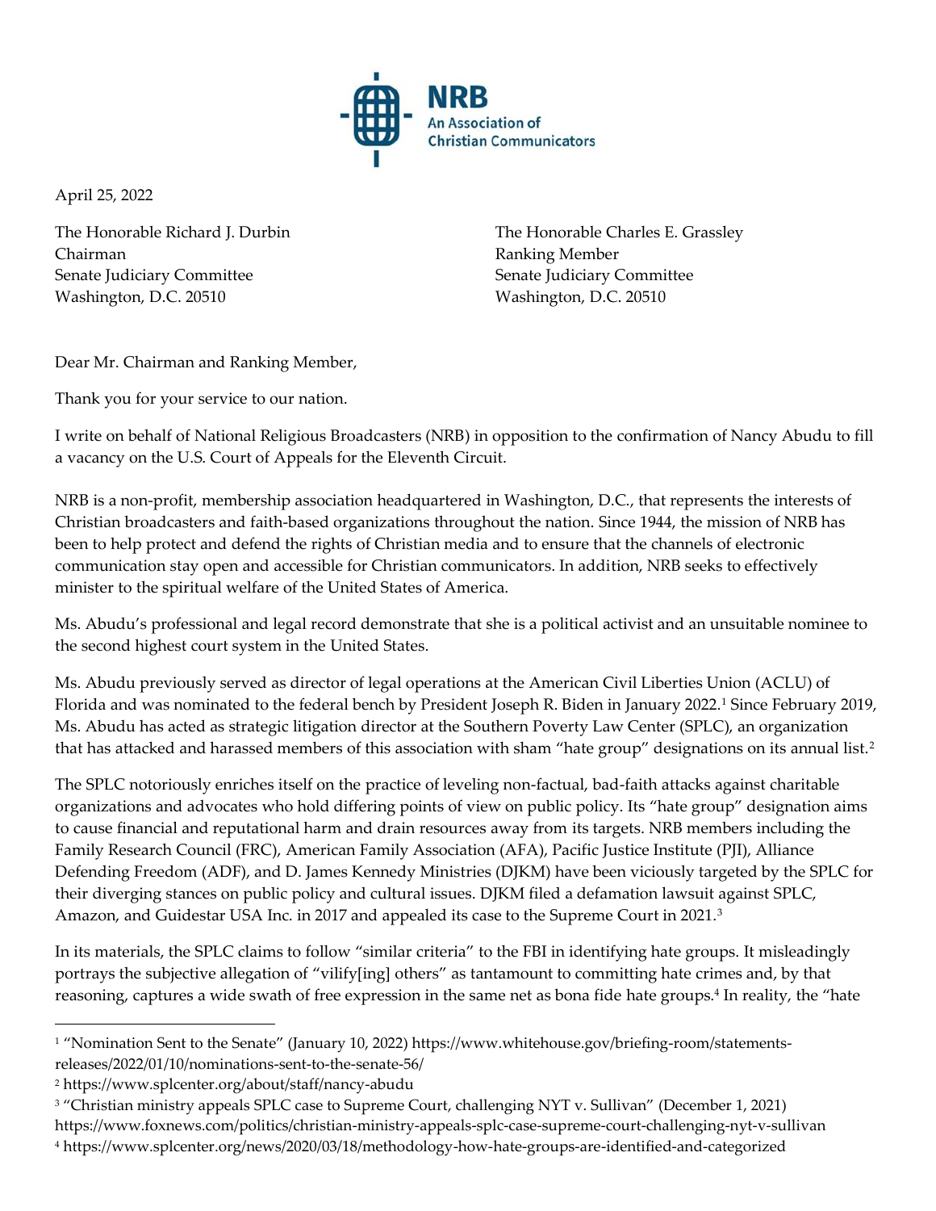**NRB**
An Association of Christian Communicators

April 25, 2022

The Honorable Richard J. Durbin
Chairman
Senate Judiciary Committee
Washington, D.C. 20510

The Honorable Charles E. Grassley
Ranking Member
Senate Judiciary Committee
Washington, D.C. 20510

Dear Mr. Chairman and Ranking Member,

Thank you for your service to our nation.

I write on behalf of National Religious Broadcasters (NRB) in opposition to the confirmation of Nancy Abudu to fill a vacancy on the U.S. Court of Appeals for the Eleventh Circuit.

NRB is a non-profit, membership association headquartered in Washington, D.C., that represents the interests of Christian broadcasters and faith-based organizations throughout the nation. Since 1944, the mission of NRB has been to help protect and defend the rights of Christian media and to ensure that the channels of electronic communication stay open and accessible for Christian communicators. In addition, NRB seeks to effectively minister to the spiritual welfare of the United States of America.

Ms. Abudu's professional and legal record demonstrate that she is a political activist and an unsuitable nominee to the second highest court system in the United States.

Ms. Abudu previously served as director of legal operations at the American Civil Liberties Union (ACLU) of Florida and was nominated to the federal bench by President Joseph R. Biden in January 2022.[1] Since February 2019, Ms. Abudu has acted as strategic litigation director at the Southern Poverty Law Center (SPLC), an organization that has attacked and harassed members of this association with sham "hate group" designations on its annual list.[2]

The SPLC notoriously enriches itself on the practice of leveling non-factual, bad-faith attacks against charitable organizations and advocates who hold differing points of view on public policy. Its "hate group" designation aims to cause financial and reputational harm and drain resources away from its targets. NRB members including the Family Research Council (FRC), American Family Association (AFA), Pacific Justice Institute (PJI), Alliance Defending Freedom (ADF), and D. James Kennedy Ministries (DJKM) have been viciously targeted by the SPLC for their diverging stances on public policy and cultural issues. DJKM filed a defamation lawsuit against SPLC, Amazon, and Guidestar USA Inc. in 2017 and appealed its case to the Supreme Court in 2021.[3]

In its materials, the SPLC claims to follow "similar criteria" to the FBI in identifying hate groups. It misleadingly portrays the subjective allegation of "vilify[ing] others" as tantamount to committing hate crimes and, by that reasoning, captures a wide swath of free expression in the same net as bona fide hate groups.[4] In reality, the "hate

---

[1] "Nomination Sent to the Senate" (January 10, 2022) https://www.whitehouse.gov/briefing-room/statements-releases/2022/01/10/nominations-sent-to-the-senate-56/

[2] https://www.splcenter.org/about/staff/nancy-abudu

[3] "Christian ministry appeals SPLC case to Supreme Court, challenging NYT v. Sullivan" (December 1, 2021) https://www.foxnews.com/politics/christian-ministry-appeals-splc-case-supreme-court-challenging-nyt-v-sullivan

[4] https://www.splcenter.org/news/2020/03/18/methodology-how-hate-groups-are-identified-and-categorized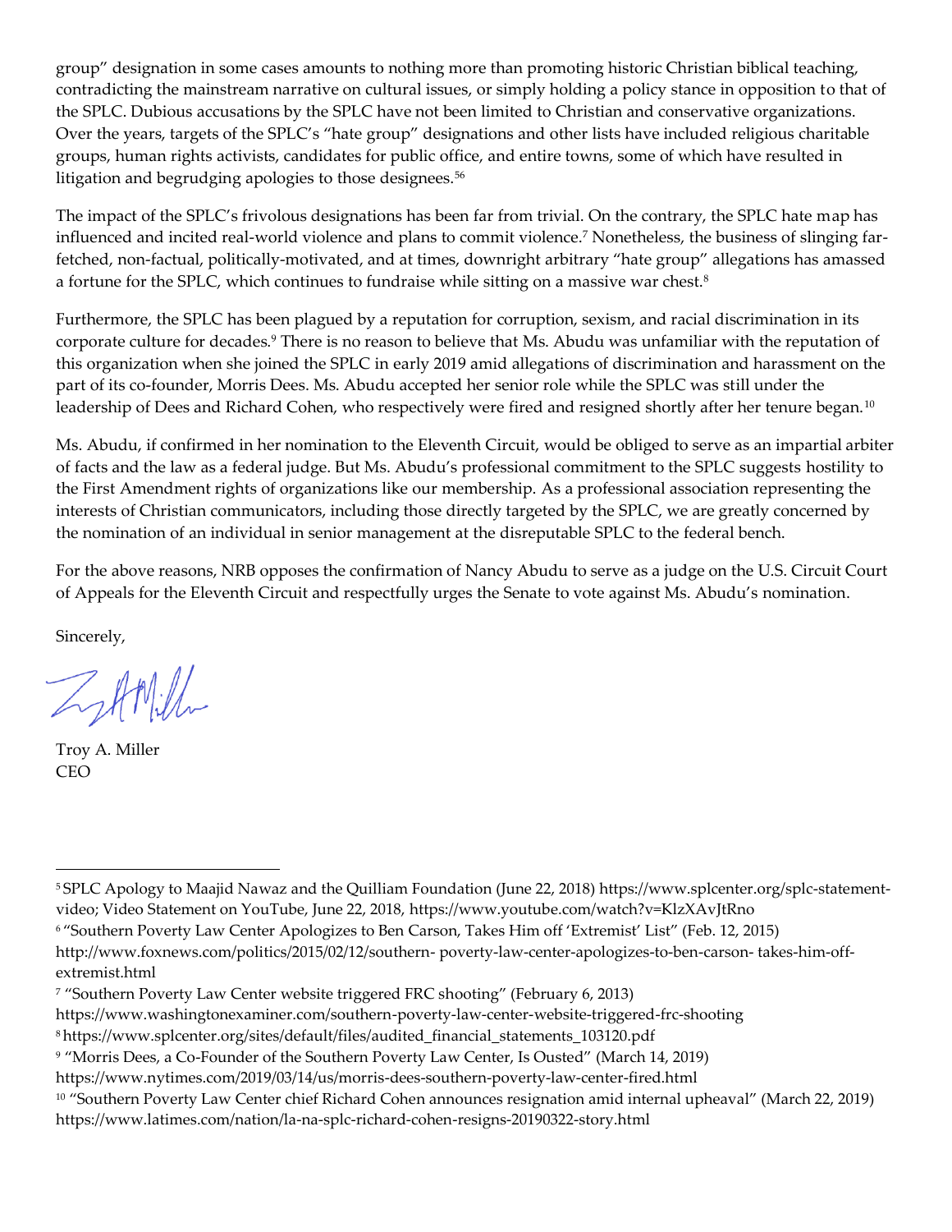group" designation in some cases amounts to nothing more than promoting historic Christian biblical teaching, contradicting the mainstream narrative on cultural issues, or simply holding a policy stance in opposition to that of the SPLC. Dubious accusations by the SPLC have not been limited to Christian and conservative organizations. Over the years, targets of the SPLC's "hate group" designations and other lists have included religious charitable groups, human rights activists, candidates for public office, and entire towns, some of which have resulted in litigation and begrudging apologies to those designees.[5][6]

The impact of the SPLC's frivolous designations has been far from trivial. On the contrary, the SPLC hate map has influenced and incited real-world violence and plans to commit violence.[7] Nonetheless, the business of slinging far-fetched, non-factual, politically-motivated, and at times, downright arbitrary "hate group" allegations has amassed a fortune for the SPLC, which continues to fundraise while sitting on a massive war chest.[8]

Furthermore, the SPLC has been plagued by a reputation for corruption, sexism, and racial discrimination in its corporate culture for decades.[9] There is no reason to believe that Ms. Abudu was unfamiliar with the reputation of this organization when she joined the SPLC in early 2019 amid allegations of discrimination and harassment on the part of its co-founder, Morris Dees. Ms. Abudu accepted her senior role while the SPLC was still under the leadership of Dees and Richard Cohen, who respectively were fired and resigned shortly after her tenure began.[10]

Ms. Abudu, if confirmed in her nomination to the Eleventh Circuit, would be obliged to serve as an impartial arbiter of facts and the law as a federal judge. But Ms. Abudu's professional commitment to the SPLC suggests hostility to the First Amendment rights of organizations like our membership. As a professional association representing the interests of Christian communicators, including those directly targeted by the SPLC, we are greatly concerned by the nomination of an individual in senior management at the disreputable SPLC to the federal bench.

For the above reasons, NRB opposes the confirmation of Nancy Abudu to serve as a judge on the U.S. Circuit Court of Appeals for the Eleventh Circuit and respectfully urges the Senate to vote against Ms. Abudu's nomination.

Sincerely,

Troy A. Miller
CEO

---

[5] SPLC Apology to Maajid Nawaz and the Quilliam Foundation (June 22, 2018) https://www.splcenter.org/splc-statement-video; Video Statement on YouTube, June 22, 2018, https://www.youtube.com/watch?v=KlzXAvJtRno

[6] "Southern Poverty Law Center Apologizes to Ben Carson, Takes Him off 'Extremist' List" (Feb. 12, 2015) http://www.foxnews.com/politics/2015/02/12/southern- poverty-law-center-apologizes-to-ben-carson- takes-him-off-extremist.html

[7] "Southern Poverty Law Center website triggered FRC shooting" (February 6, 2013) https://www.washingtonexaminer.com/southern-poverty-law-center-website-triggered-frc-shooting

[8] https://www.splcenter.org/sites/default/files/audited_financial_statements_103120.pdf

[9] "Morris Dees, a Co-Founder of the Southern Poverty Law Center, Is Ousted" (March 14, 2019) https://www.nytimes.com/2019/03/14/us/morris-dees-southern-poverty-law-center-fired.html

[10] "Southern Poverty Law Center chief Richard Cohen announces resignation amid internal upheaval" (March 22, 2019) https://www.latimes.com/nation/la-na-splc-richard-cohen-resigns-20190322-story.html